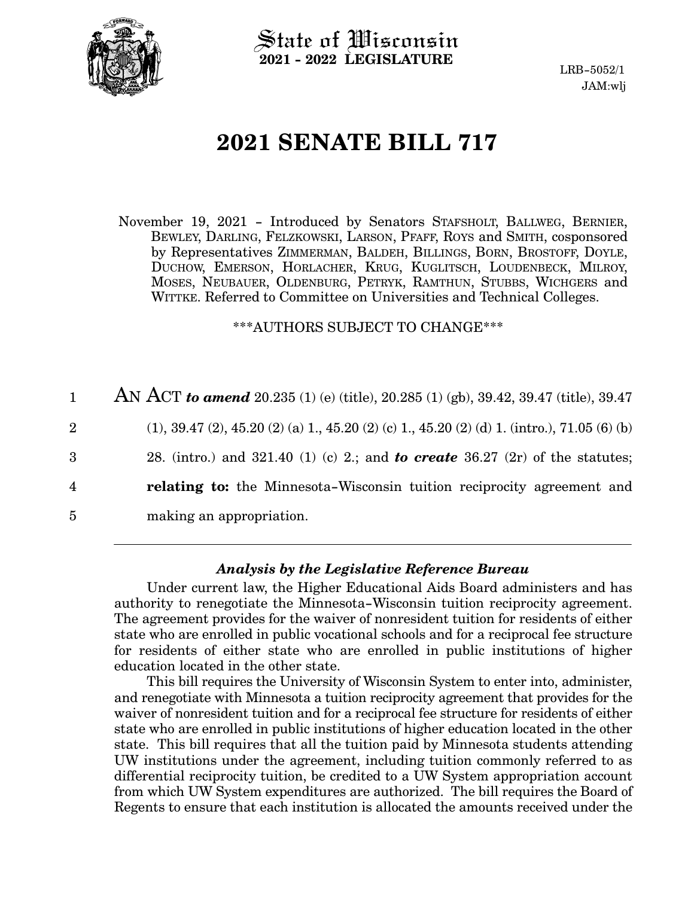State of Wisconsin
**2021 - 2022 LEGISLATURE**

LRB-5052/1
JAM:wlj

# 2021 SENATE BILL 717

November 19, 2021 - Introduced by Senators STAFSHOLT, BALLWEG, BERNIER, BEWLEY, DARLING, FELZKOWSKI, LARSON, PFAFF, ROYS and SMITH, cosponsored by Representatives ZIMMERMAN, BALDEH, BILLINGS, BORN, BROSTOFF, DOYLE, DUCHOW, EMERSON, HORLACHER, KRUG, KUGLITSCH, LOUDENBECK, MILROY, MOSES, NEUBAUER, OLDENBURG, PETRYK, RAMTHUN, STUBBS, WICHGERS and WITTKE. Referred to Committee on Universities and Technical Colleges.

\*\*\*AUTHORS SUBJECT TO CHANGE\*\*\*

1 AN ACT ***to amend*** 20.235 (1) (e) (title), 20.285 (1) (gb), 39.42, 39.47 (title), 39.47
2 (1), 39.47 (2), 45.20 (2) (a) 1., 45.20 (2) (c) 1., 45.20 (2) (d) 1. (intro.), 71.05 (6) (b)
3 28. (intro.) and 321.40 (1) (c) 2.; and ***to create*** 36.27 (2r) of the statutes;
4 **relating to:** the Minnesota-Wisconsin tuition reciprocity agreement and
5 making an appropriation.

### *Analysis by the Legislative Reference Bureau*

Under current law, the Higher Educational Aids Board administers and has authority to renegotiate the Minnesota-Wisconsin tuition reciprocity agreement. The agreement provides for the waiver of nonresident tuition for residents of either state who are enrolled in public vocational schools and for a reciprocal fee structure for residents of either state who are enrolled in public institutions of higher education located in the other state.

This bill requires the University of Wisconsin System to enter into, administer, and renegotiate with Minnesota a tuition reciprocity agreement that provides for the waiver of nonresident tuition and for a reciprocal fee structure for residents of either state who are enrolled in public institutions of higher education located in the other state. This bill requires that all the tuition paid by Minnesota students attending UW institutions under the agreement, including tuition commonly referred to as differential reciprocity tuition, be credited to a UW System appropriation account from which UW System expenditures are authorized. The bill requires the Board of Regents to ensure that each institution is allocated the amounts received under the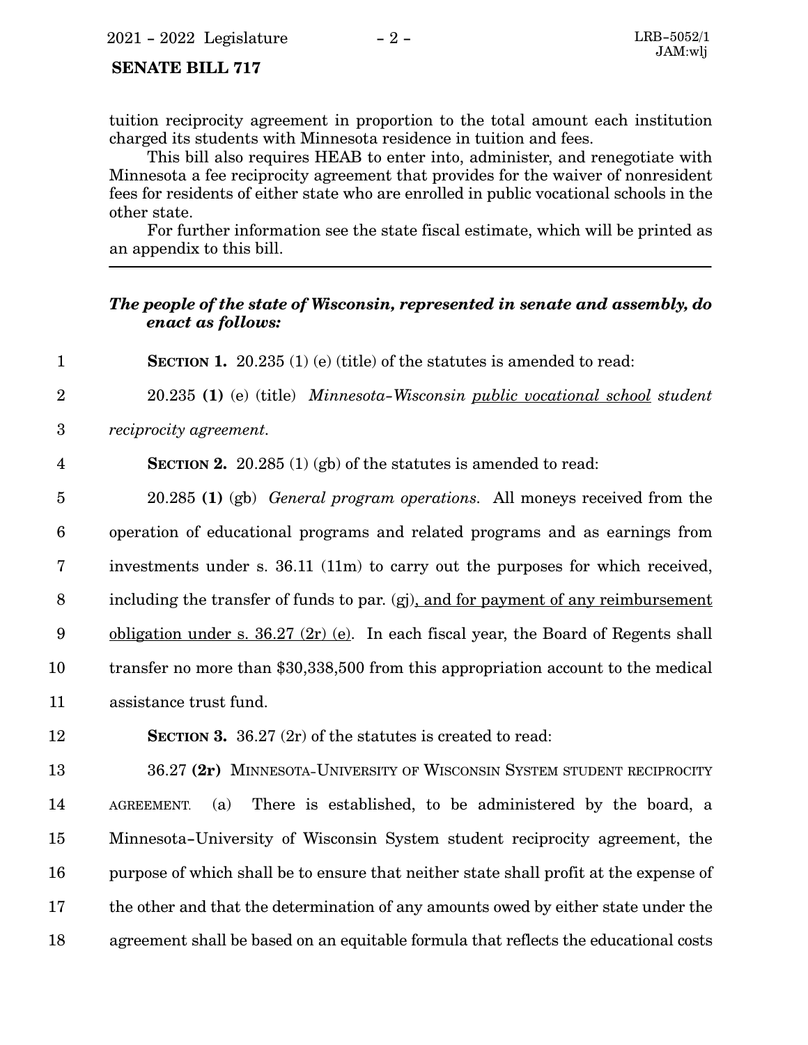tuition reciprocity agreement in proportion to the total amount each institution charged its students with Minnesota residence in tuition and fees.

This bill also requires HEAB to enter into, administer, and renegotiate with Minnesota a fee reciprocity agreement that provides for the waiver of nonresident fees for residents of either state who are enrolled in public vocational schools in the other state.

For further information see the state fiscal estimate, which will be printed as an appendix to this bill.

---

***The people of the state of Wisconsin, represented in senate and assembly, do enact as follows:***

**SECTION 1.** 20.235 (1) (e) (title) of the statutes is amended to read:

20.235 **(1)** (e) (title) *Minnesota-Wisconsin public vocational school student reciprocity agreement.*

**SECTION 2.** 20.285 (1) (gb) of the statutes is amended to read:

20.285 **(1)** (gb) *General program operations.* All moneys received from the operation of educational programs and related programs and as earnings from investments under s. 36.11 (11m) to carry out the purposes for which received, including the transfer of funds to par. (gj), and for payment of any reimbursement obligation under s. 36.27 (2r) (e). In each fiscal year, the Board of Regents shall transfer no more than $30,338,500 from this appropriation account to the medical assistance trust fund.

**SECTION 3.** 36.27 (2r) of the statutes is created to read:

36.27 **(2r)** MINNESOTA-UNIVERSITY OF WISCONSIN SYSTEM STUDENT RECIPROCITY AGREEMENT. (a) There is established, to be administered by the board, a Minnesota-University of Wisconsin System student reciprocity agreement, the purpose of which shall be to ensure that neither state shall profit at the expense of the other and that the determination of any amounts owed by either state under the agreement shall be based on an equitable formula that reflects the educational costs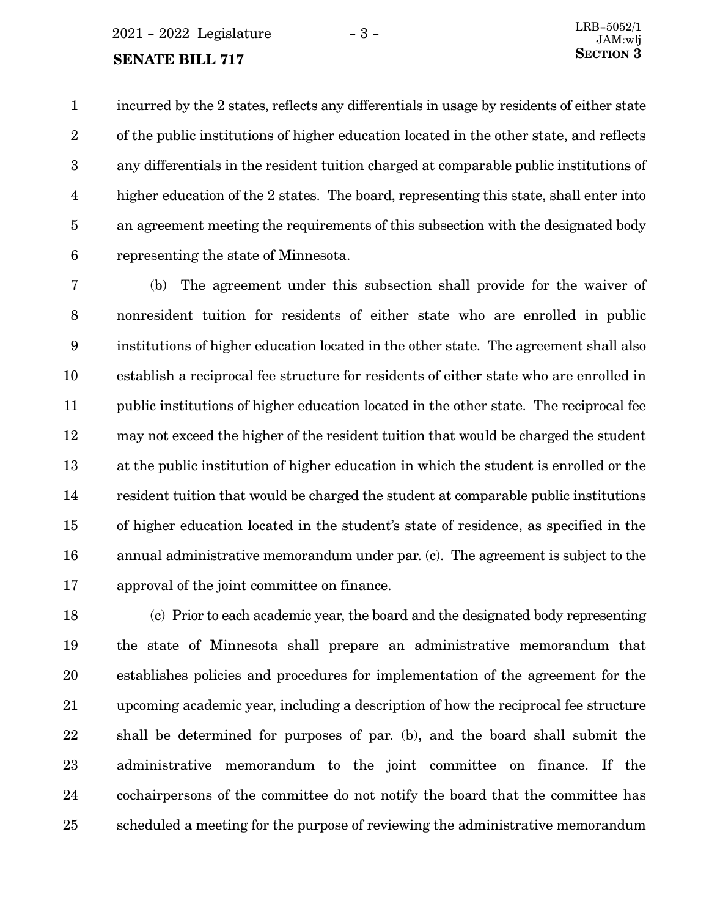incurred by the 2 states, reflects any differentials in usage by residents of either state of the public institutions of higher education located in the other state, and reflects any differentials in the resident tuition charged at comparable public institutions of higher education of the 2 states. The board, representing this state, shall enter into an agreement meeting the requirements of this subsection with the designated body representing the state of Minnesota.

(b) The agreement under this subsection shall provide for the waiver of nonresident tuition for residents of either state who are enrolled in public institutions of higher education located in the other state. The agreement shall also establish a reciprocal fee structure for residents of either state who are enrolled in public institutions of higher education located in the other state. The reciprocal fee may not exceed the higher of the resident tuition that would be charged the student at the public institution of higher education in which the student is enrolled or the resident tuition that would be charged the student at comparable public institutions of higher education located in the student's state of residence, as specified in the annual administrative memorandum under par. (c). The agreement is subject to the approval of the joint committee on finance.

(c) Prior to each academic year, the board and the designated body representing the state of Minnesota shall prepare an administrative memorandum that establishes policies and procedures for implementation of the agreement for the upcoming academic year, including a description of how the reciprocal fee structure shall be determined for purposes of par. (b), and the board shall submit the administrative memorandum to the joint committee on finance. If the cochairpersons of the committee do not notify the board that the committee has scheduled a meeting for the purpose of reviewing the administrative memorandum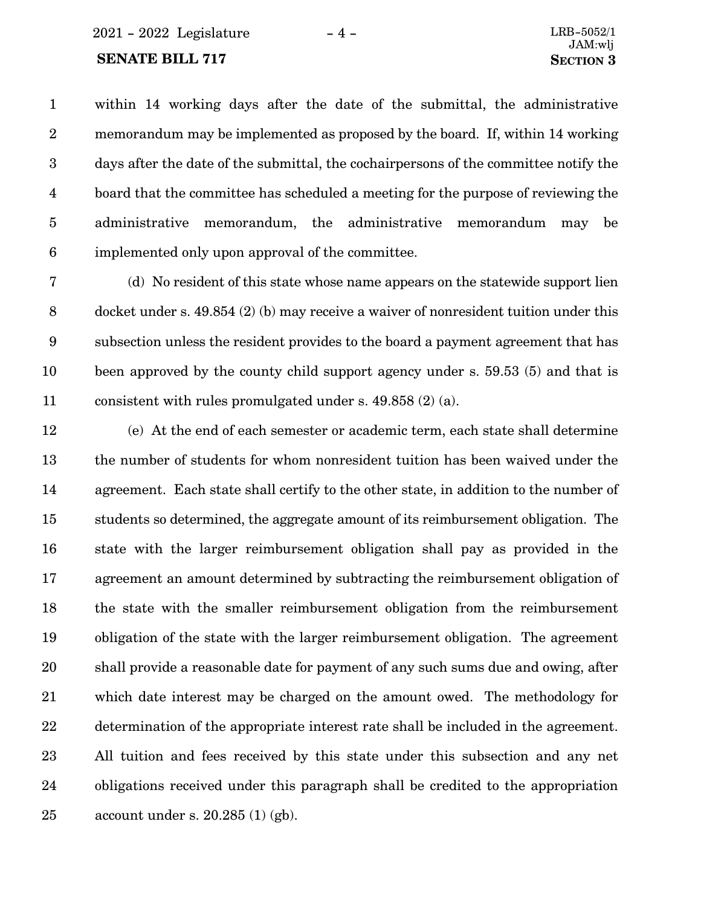within 14 working days after the date of the submittal, the administrative memorandum may be implemented as proposed by the board. If, within 14 working days after the date of the submittal, the cochairpersons of the committee notify the board that the committee has scheduled a meeting for the purpose of reviewing the administrative memorandum, the administrative memorandum may be implemented only upon approval of the committee.

(d) No resident of this state whose name appears on the statewide support lien docket under s. 49.854 (2) (b) may receive a waiver of nonresident tuition under this subsection unless the resident provides to the board a payment agreement that has been approved by the county child support agency under s. 59.53 (5) and that is consistent with rules promulgated under s. 49.858 (2) (a).

(e) At the end of each semester or academic term, each state shall determine the number of students for whom nonresident tuition has been waived under the agreement. Each state shall certify to the other state, in addition to the number of students so determined, the aggregate amount of its reimbursement obligation. The state with the larger reimbursement obligation shall pay as provided in the agreement an amount determined by subtracting the reimbursement obligation of the state with the smaller reimbursement obligation from the reimbursement obligation of the state with the larger reimbursement obligation. The agreement shall provide a reasonable date for payment of any such sums due and owing, after which date interest may be charged on the amount owed. The methodology for determination of the appropriate interest rate shall be included in the agreement. All tuition and fees received by this state under this subsection and any net obligations received under this paragraph shall be credited to the appropriation account under s. 20.285 (1) (gb).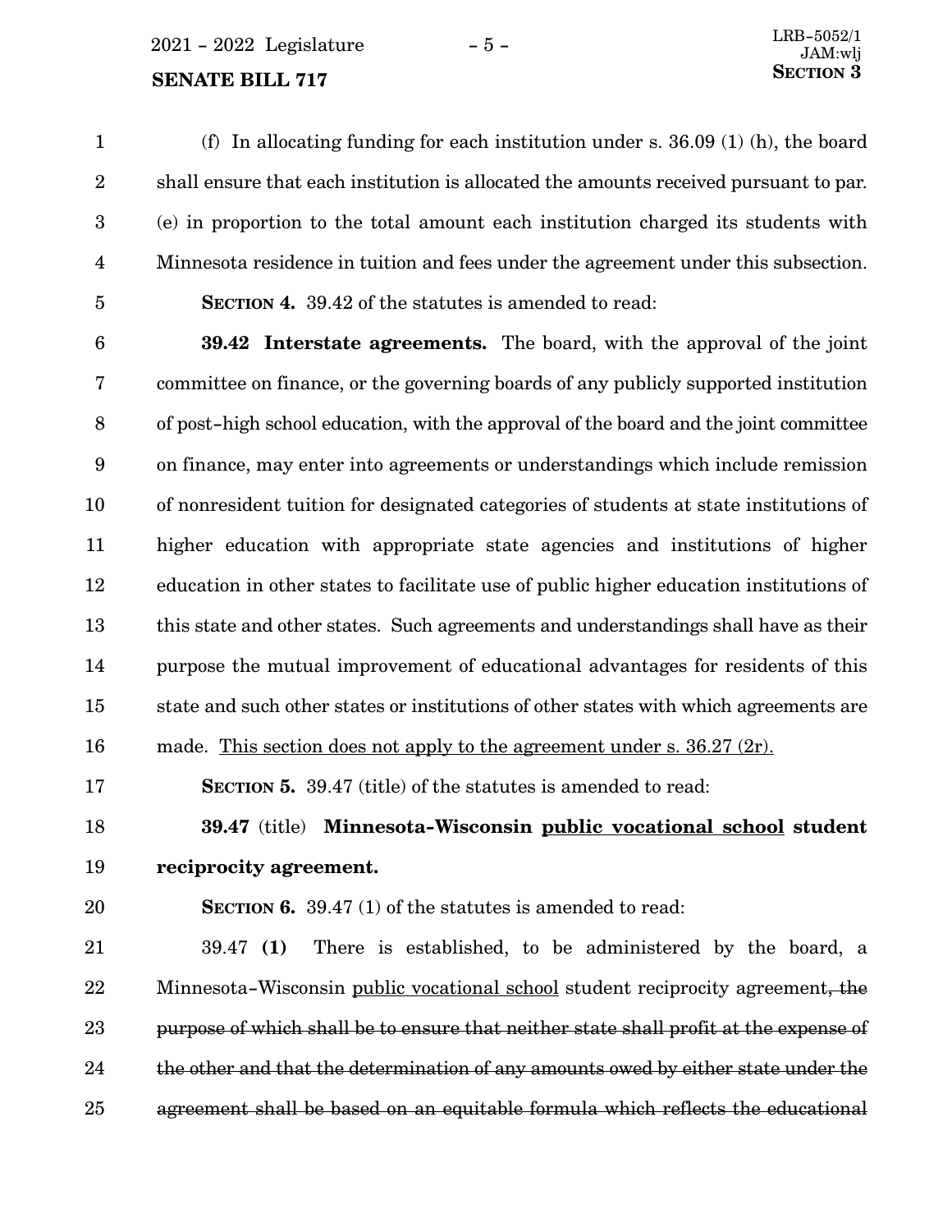(f) In allocating funding for each institution under s. 36.09 (1) (h), the board shall ensure that each institution is allocated the amounts received pursuant to par. (e) in proportion to the total amount each institution charged its students with Minnesota residence in tuition and fees under the agreement under this subsection.

**SECTION 4.** 39.42 of the statutes is amended to read:

**39.42 Interstate agreements.** The board, with the approval of the joint committee on finance, or the governing boards of any publicly supported institution of post-high school education, with the approval of the board and the joint committee on finance, may enter into agreements or understandings which include remission of nonresident tuition for designated categories of students at state institutions of higher education with appropriate state agencies and institutions of higher education in other states to facilitate use of public higher education institutions of this state and other states. Such agreements and understandings shall have as their purpose the mutual improvement of educational advantages for residents of this state and such other states or institutions of other states with which agreements are made. <u>This section does not apply to the agreement under s. 36.27 (2r).</u>

**SECTION 5.** 39.47 (title) of the statutes is amended to read:

**39.47** (title) **Minnesota-Wisconsin <u>public vocational school</u> student reciprocity agreement.**

**SECTION 6.** 39.47 (1) of the statutes is amended to read:

39.47 **(1)** There is established, to be administered by the board, a Minnesota-Wisconsin <u>public vocational school</u> student reciprocity agreement~~, the purpose of which shall be to ensure that neither state shall profit at the expense of the other and that the determination of any amounts owed by either state under the agreement shall be based on an equitable formula which reflects the educational~~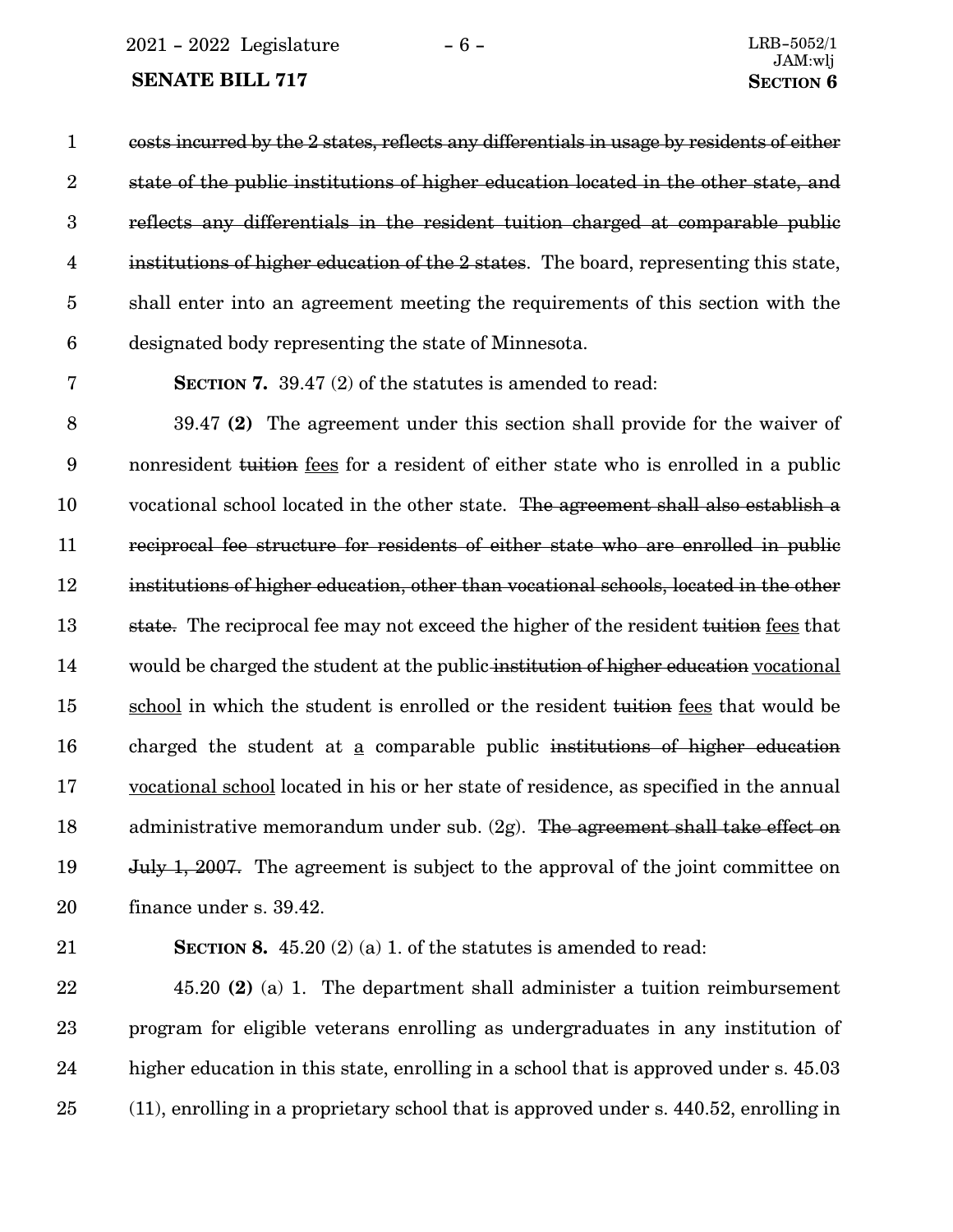~~costs incurred by the 2 states, reflects any differentials in usage by residents of either state of the public institutions of higher education located in the other state, and reflects any differentials in the resident tuition charged at comparable public institutions of higher education of the 2 states~~. The board, representing this state, shall enter into an agreement meeting the requirements of this section with the designated body representing the state of Minnesota.

**SECTION 7.** 39.47 (2) of the statutes is amended to read:

39.47 **(2)** The agreement under this section shall provide for the waiver of nonresident ~~tuition~~ <u>fees</u> for a resident of either state who is enrolled in a public vocational school located in the other state. ~~The agreement shall also establish a reciprocal fee structure for residents of either state who are enrolled in public institutions of higher education, other than vocational schools, located in the other state.~~ The reciprocal fee may not exceed the higher of the resident ~~tuition~~ <u>fees</u> that would be charged the student at the public ~~institution of higher education~~ <u>vocational school</u> in which the student is enrolled or the resident ~~tuition~~ <u>fees</u> that would be charged the student at <u>a</u> comparable public ~~institutions of higher education~~ <u>vocational school</u> located in his or her state of residence, as specified in the annual administrative memorandum under sub. (2g). ~~The agreement shall take effect on July 1, 2007.~~ The agreement is subject to the approval of the joint committee on finance under s. 39.42.

**SECTION 8.** 45.20 (2) (a) 1. of the statutes is amended to read:

45.20 **(2)** (a) 1. The department shall administer a tuition reimbursement program for eligible veterans enrolling as undergraduates in any institution of higher education in this state, enrolling in a school that is approved under s. 45.03 (11), enrolling in a proprietary school that is approved under s. 440.52, enrolling in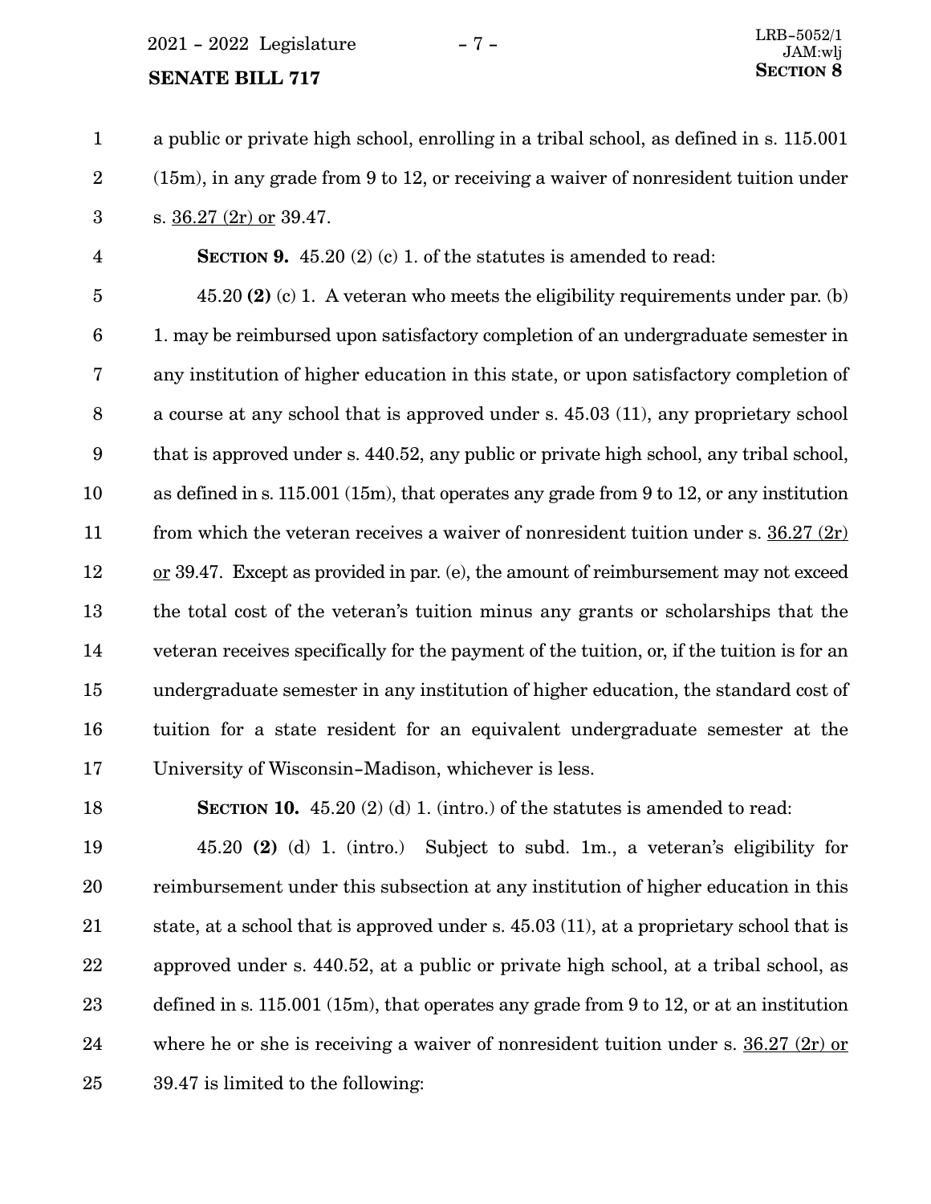a public or private high school, enrolling in a tribal school, as defined in s. 115.001 (15m), in any grade from 9 to 12, or receiving a waiver of nonresident tuition under s. <u>36.27 (2r) or</u> 39.47.

**SECTION 9.** 45.20 (2) (c) 1. of the statutes is amended to read:

45.20 **(2)** (c) 1. A veteran who meets the eligibility requirements under par. (b) 1. may be reimbursed upon satisfactory completion of an undergraduate semester in any institution of higher education in this state, or upon satisfactory completion of a course at any school that is approved under s. 45.03 (11), any proprietary school that is approved under s. 440.52, any public or private high school, any tribal school, as defined in s. 115.001 (15m), that operates any grade from 9 to 12, or any institution from which the veteran receives a waiver of nonresident tuition under s. <u>36.27 (2r) or</u> 39.47. Except as provided in par. (e), the amount of reimbursement may not exceed the total cost of the veteran's tuition minus any grants or scholarships that the veteran receives specifically for the payment of the tuition, or, if the tuition is for an undergraduate semester in any institution of higher education, the standard cost of tuition for a state resident for an equivalent undergraduate semester at the University of Wisconsin–Madison, whichever is less.

**SECTION 10.** 45.20 (2) (d) 1. (intro.) of the statutes is amended to read:

45.20 **(2)** (d) 1. (intro.) Subject to subd. 1m., a veteran's eligibility for reimbursement under this subsection at any institution of higher education in this state, at a school that is approved under s. 45.03 (11), at a proprietary school that is approved under s. 440.52, at a public or private high school, at a tribal school, as defined in s. 115.001 (15m), that operates any grade from 9 to 12, or at an institution where he or she is receiving a waiver of nonresident tuition under s. <u>36.27 (2r) or</u> 39.47 is limited to the following: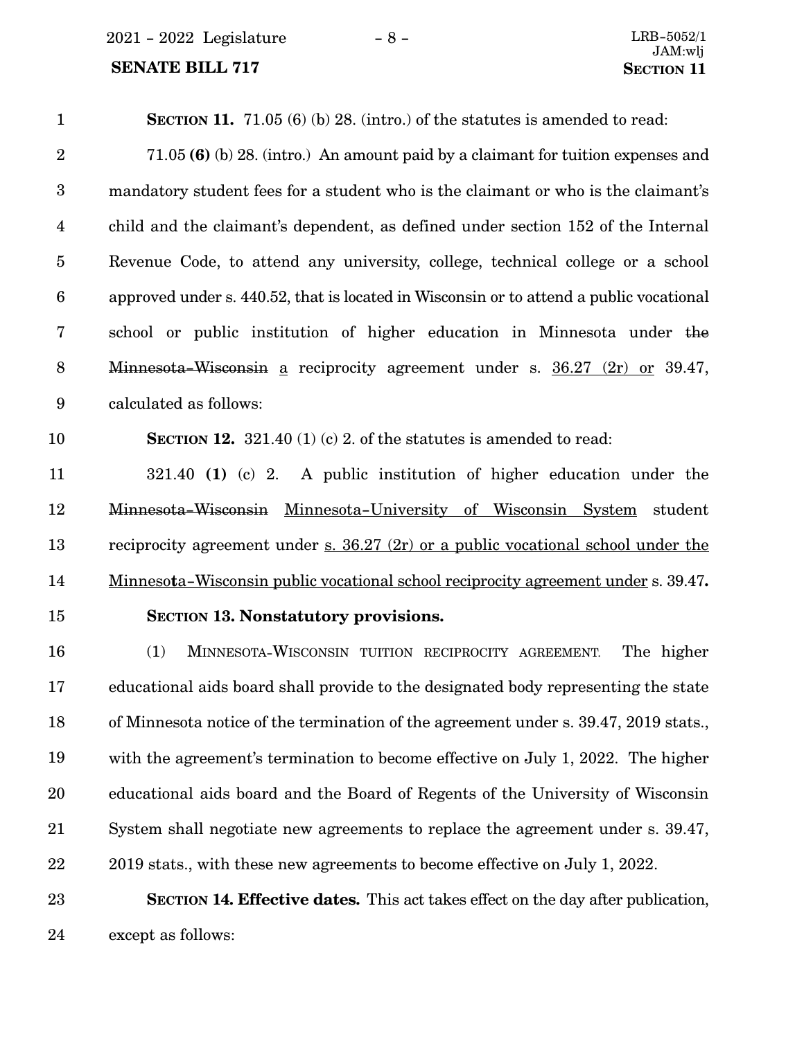**SECTION 11.** 71.05 (6) (b) 28. (intro.) of the statutes is amended to read:

71.05 **(6)** (b) 28. (intro.) An amount paid by a claimant for tuition expenses and mandatory student fees for a student who is the claimant or who is the claimant's child and the claimant's dependent, as defined under section 152 of the Internal Revenue Code, to attend any university, college, technical college or a school approved under s. 440.52, that is located in Wisconsin or to attend a public vocational school or public institution of higher education in Minnesota under ~~the Minnesota-Wisconsin~~ <u>a</u> reciprocity agreement under s. <u>36.27 (2r) or</u> 39.47, calculated as follows:

**SECTION 12.** 321.40 (1) (c) 2. of the statutes is amended to read:

321.40 **(1)** (c) 2. A public institution of higher education under the ~~Minnesota-Wisconsin~~ <u>Minnesota-University of Wisconsin System</u> student reciprocity agreement under <u>s. 36.27 (2r) or a public vocational school under the Minnesota-Wisconsin public vocational school reciprocity agreement under</u> s. 39.47**.**

**SECTION 13. Nonstatutory provisions.**

(1) MINNESOTA-WISCONSIN TUITION RECIPROCITY AGREEMENT. The higher educational aids board shall provide to the designated body representing the state of Minnesota notice of the termination of the agreement under s. 39.47, 2019 stats., with the agreement's termination to become effective on July 1, 2022. The higher educational aids board and the Board of Regents of the University of Wisconsin System shall negotiate new agreements to replace the agreement under s. 39.47, 2019 stats., with these new agreements to become effective on July 1, 2022.

**SECTION 14. Effective dates.** This act takes effect on the day after publication, except as follows: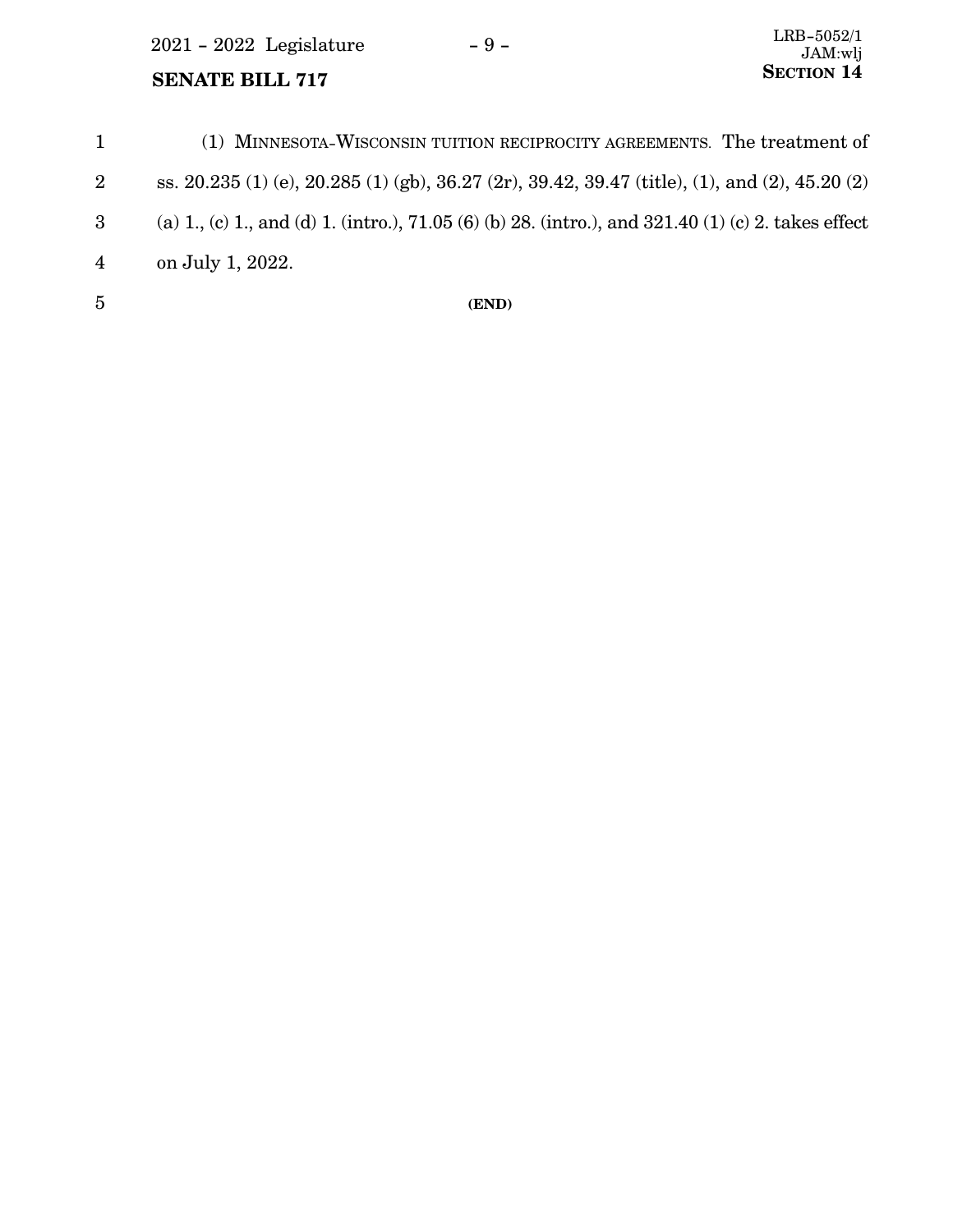(1) Minnesota-Wisconsin tuition reciprocity agreements. The treatment of ss. 20.235 (1) (e), 20.285 (1) (gb), 36.27 (2r), 39.42, 39.47 (title), (1), and (2), 45.20 (2) (a) 1., (c) 1., and (d) 1. (intro.), 71.05 (6) (b) 28. (intro.), and 321.40 (1) (c) 2. takes effect on July 1, 2022.

**(END)**